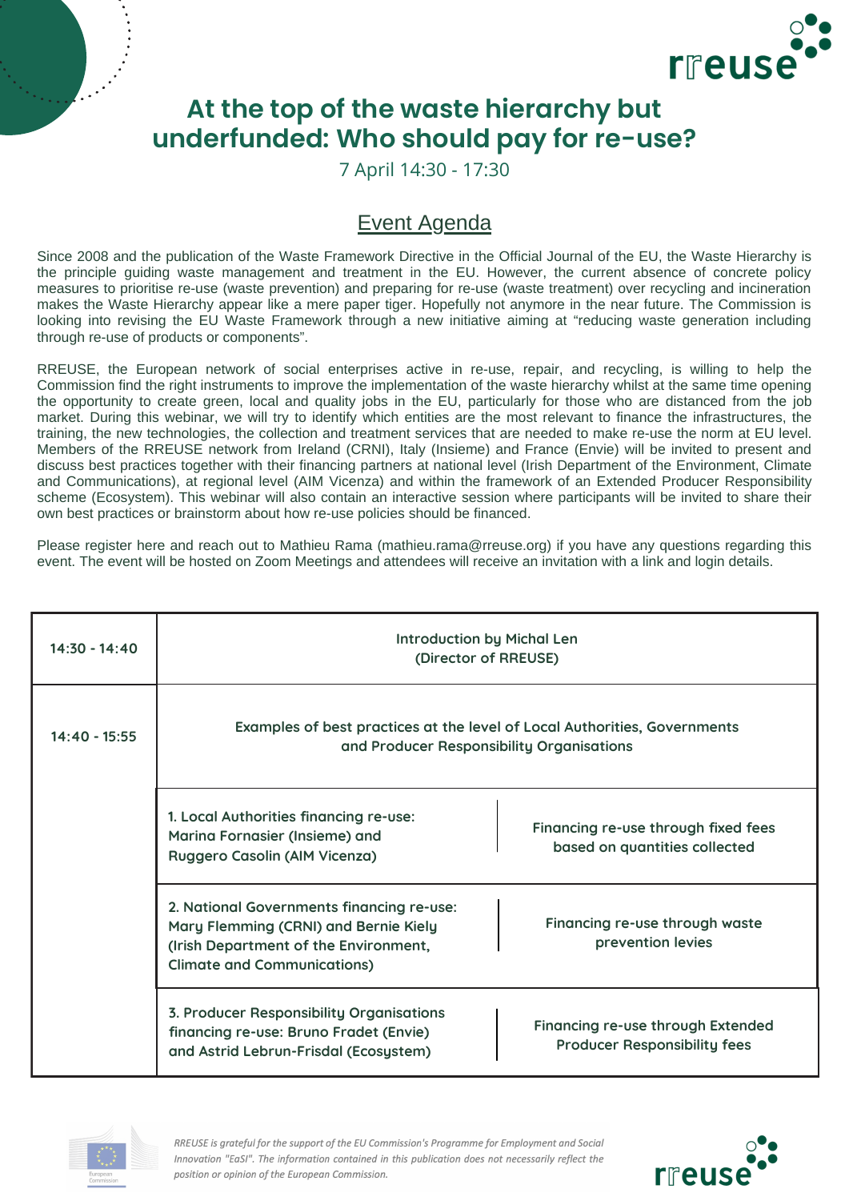# At the top of the waste hierarchy but underfunded: Who should pay for re-use?

7 April 14:30 - 17:30

## Event Agenda

Since 2008 and the publication of the Waste Framework Directive in the Official Journal of the EU, the Waste Hierarchy is the principle guiding waste management and treatment in the EU. However, the current absence of concrete policy measures to prioritise re-use (waste prevention) and preparing for re-use (waste treatment) over recycling and incineration makes the Waste Hierarchy appear like a mere paper tiger. Hopefully not anymore in the near future. The Commission is looking into revising the EU Waste Framework through a new initiative aiming at "reducing waste generation including through re-use of products or components".

RREUSE, the European network of social enterprises active in re-use, repair, and recycling, is willing to help the Commission find the right instruments to improve the implementation of the waste hierarchy whilst at the same time opening the opportunity to create green, local and quality jobs in the EU, particularly for those who are distanced from the job market. During this webinar, we will try to identify which entities are the most relevant to finance the infrastructures, the training, the new technologies, the collection and treatment services that are needed to make re-use the norm at EU level. Members of the RREUSE network from Ireland (CRNI), Italy (Insieme) and France (Envie) will be invited to present and discuss best practices together with their financing partners at national level (Irish Department of the Environment, Climate and Communications), at regional level (AIM Vicenza) and within the framework of an Extended Producer Responsibility scheme (Ecosystem). This webinar will also contain an interactive session where participants will be invited to share their own best practices or brainstorm about how re-use policies should be financed.

Please register here and reach out to Mathieu Rama (mathieu.rama@rreuse.org) if you have any questions regarding this event. The event will be hosted on Zoom Meetings and attendees will receive an invitation with a link and login details.

| Time | Session | |
|---|---|---|
| 14:30 - 14:40 | Introduction by Michal Len (Director of RREUSE) | |
| 14:40 - 15:55 | Examples of best practices at the level of Local Authorities, Governments and Producer Responsibility Organisations | |
| | 1. Local Authorities financing re-use: Marina Fornasier (Insieme) and Ruggero Casolin (AIM Vicenza) | Financing re-use through fixed fees based on quantities collected |
| | 2. National Governments financing re-use: Mary Flemming (CRNI) and Bernie Kiely (Irish Department of the Environment, Climate and Communications) | Financing re-use through waste prevention levies |
| | 3. Producer Responsibility Organisations financing re-use: Bruno Fradet (Envie) and Astrid Lebrun-Frisdal (Ecosystem) | Financing re-use through Extended Producer Responsibility fees |

*RREUSE is grateful for the support of the EU Commission's Programme for Employment and Social Innovation "EaSI". The information contained in this publication does not necessarily reflect the position or opinion of the European Commission.*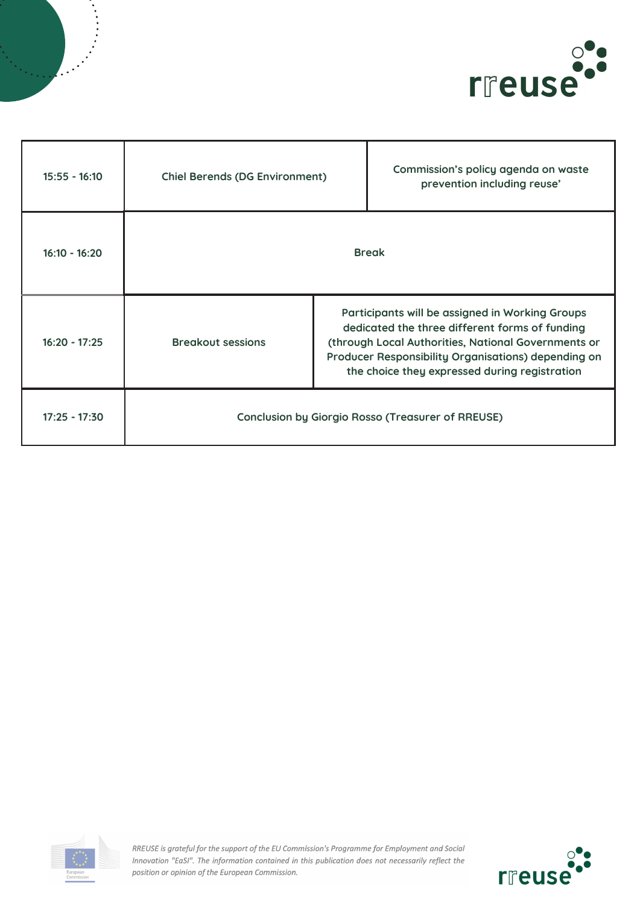| | | |
|---|---|---|
| 15:55 - 16:10 | Chiel Berends (DG Environment) | Commission's policy agenda on waste prevention including reuse' |
| 16:10 - 16:20 | Break | |
| 16:20 - 17:25 | Breakout sessions | Participants will be assigned in Working Groups dedicated the three different forms of funding (through Local Authorities, National Governments or Producer Responsibility Organisations) depending on the choice they expressed during registration |
| 17:25 - 17:30 | Conclusion by Giorgio Rosso (Treasurer of RREUSE) | |

*RREUSE is grateful for the support of the EU Commission's Programme for Employment and Social Innovation "EaSI". The information contained in this publication does not necessarily reflect the position or opinion of the European Commission.*